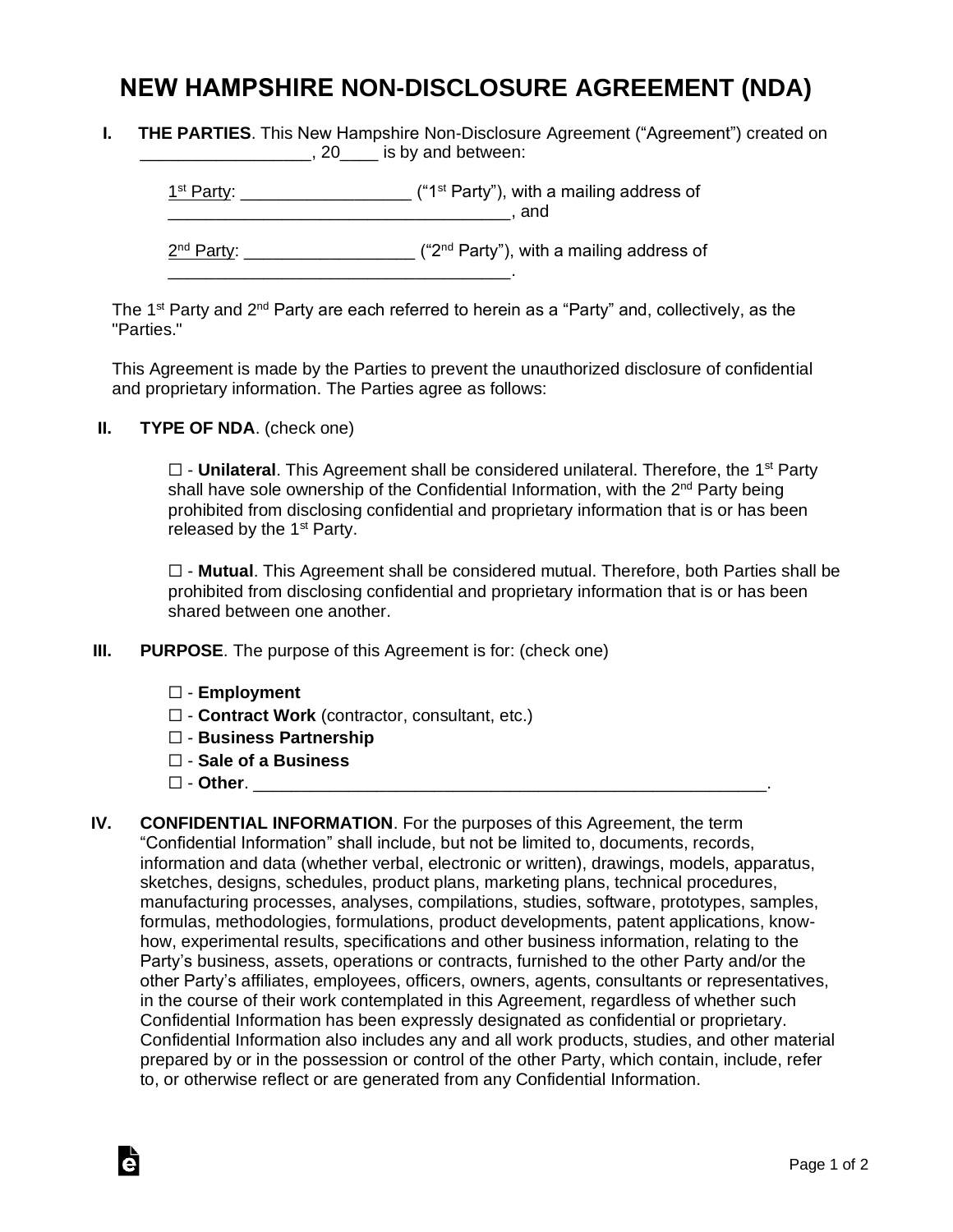# NEW HAMPSHIRE NON-DISCLOSURE AGREEMENT (NDA)

**I. THE PARTIES**. This New Hampshire Non-Disclosure Agreement ("Agreement") created on __________________, 20____ is by and between:

1st Party: _________________ ("1st Party"), with a mailing address of ____________________________________, and

2nd Party: _________________ ("2nd Party"), with a mailing address of ____________________________________.

The 1st Party and 2nd Party are each referred to herein as a "Party" and, collectively, as the "Parties."

This Agreement is made by the Parties to prevent the unauthorized disclosure of confidential and proprietary information. The Parties agree as follows:

**II. TYPE OF NDA**. (check one)

☐ - **Unilateral**. This Agreement shall be considered unilateral. Therefore, the 1st Party shall have sole ownership of the Confidential Information, with the 2nd Party being prohibited from disclosing confidential and proprietary information that is or has been released by the 1st Party.

☐ - **Mutual**. This Agreement shall be considered mutual. Therefore, both Parties shall be prohibited from disclosing confidential and proprietary information that is or has been shared between one another.

**III. PURPOSE**. The purpose of this Agreement is for: (check one)

☐ - **Employment**
☐ - **Contract Work** (contractor, consultant, etc.)
☐ - **Business Partnership**
☐ - **Sale of a Business**
☐ - **Other**. ________________________________________________________.

**IV. CONFIDENTIAL INFORMATION**. For the purposes of this Agreement, the term "Confidential Information" shall include, but not be limited to, documents, records, information and data (whether verbal, electronic or written), drawings, models, apparatus, sketches, designs, schedules, product plans, marketing plans, technical procedures, manufacturing processes, analyses, compilations, studies, software, prototypes, samples, formulas, methodologies, formulations, product developments, patent applications, know-how, experimental results, specifications and other business information, relating to the Party's business, assets, operations or contracts, furnished to the other Party and/or the other Party's affiliates, employees, officers, owners, agents, consultants or representatives, in the course of their work contemplated in this Agreement, regardless of whether such Confidential Information has been expressly designated as confidential or proprietary. Confidential Information also includes any and all work products, studies, and other material prepared by or in the possession or control of the other Party, which contain, include, refer to, or otherwise reflect or are generated from any Confidential Information.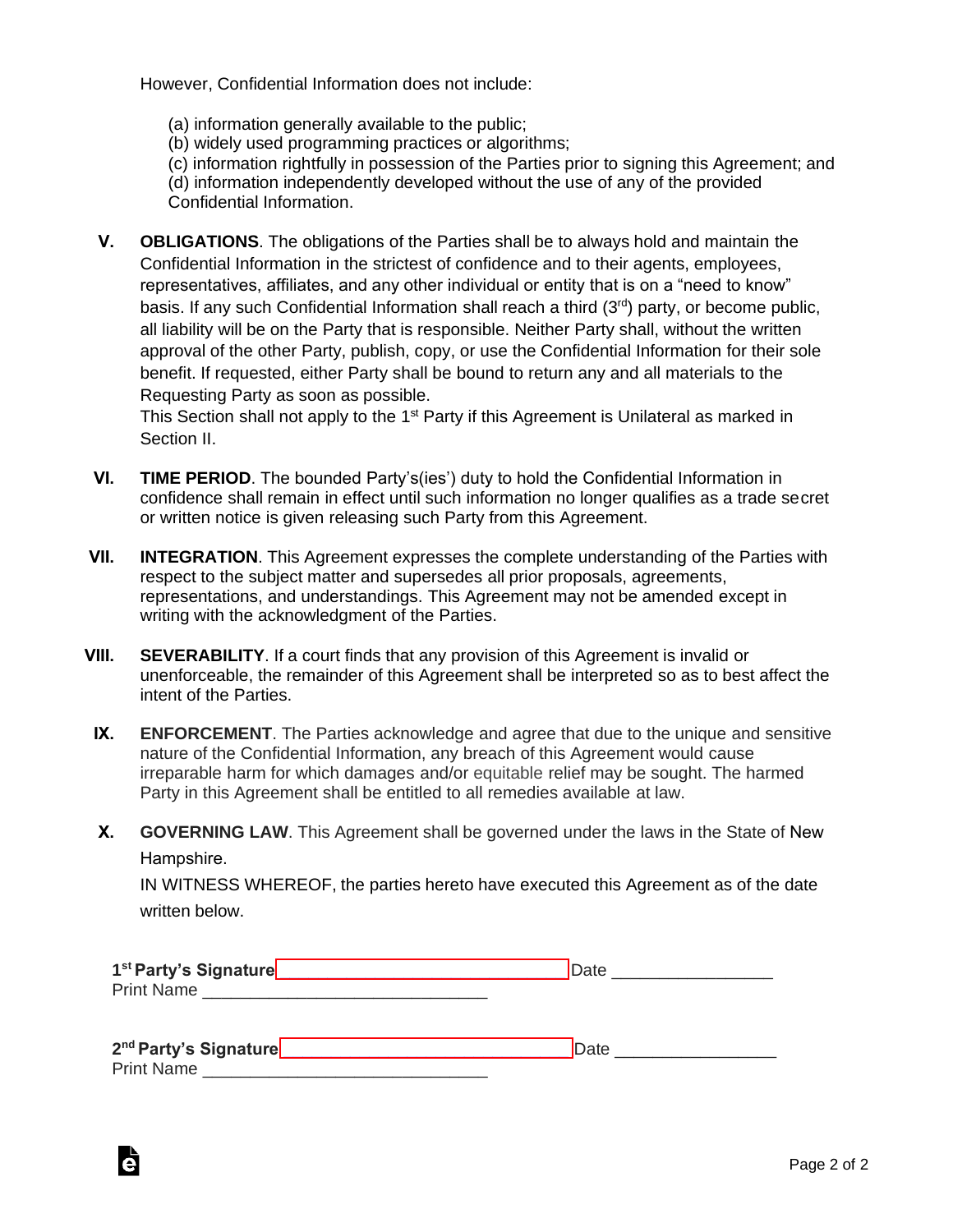However, Confidential Information does not include:

(a) information generally available to the public;
(b) widely used programming practices or algorithms;
(c) information rightfully in possession of the Parties prior to signing this Agreement; and
(d) information independently developed without the use of any of the provided Confidential Information.

**V. OBLIGATIONS**. The obligations of the Parties shall be to always hold and maintain the Confidential Information in the strictest of confidence and to their agents, employees, representatives, affiliates, and any other individual or entity that is on a "need to know" basis. If any such Confidential Information shall reach a third (3rd) party, or become public, all liability will be on the Party that is responsible. Neither Party shall, without the written approval of the other Party, publish, copy, or use the Confidential Information for their sole benefit. If requested, either Party shall be bound to return any and all materials to the Requesting Party as soon as possible.
This Section shall not apply to the 1st Party if this Agreement is Unilateral as marked in Section II.

**VI. TIME PERIOD**. The bounded Party's(ies') duty to hold the Confidential Information in confidence shall remain in effect until such information no longer qualifies as a trade secret or written notice is given releasing such Party from this Agreement.

**VII. INTEGRATION**. This Agreement expresses the complete understanding of the Parties with respect to the subject matter and supersedes all prior proposals, agreements, representations, and understandings. This Agreement may not be amended except in writing with the acknowledgment of the Parties.

**VIII. SEVERABILITY**. If a court finds that any provision of this Agreement is invalid or unenforceable, the remainder of this Agreement shall be interpreted so as to best affect the intent of the Parties.

**IX. ENFORCEMENT**. The Parties acknowledge and agree that due to the unique and sensitive nature of the Confidential Information, any breach of this Agreement would cause irreparable harm for which damages and/or equitable relief may be sought. The harmed Party in this Agreement shall be entitled to all remedies available at law.

**X. GOVERNING LAW**. This Agreement shall be governed under the laws in the State of New Hampshire.

IN WITNESS WHEREOF, the parties hereto have executed this Agreement as of the date written below.

**1st Party's Signature** ______________________________ Date ________________
Print Name ______________________________

**2nd Party's Signature** ______________________________ Date ________________
Print Name ______________________________